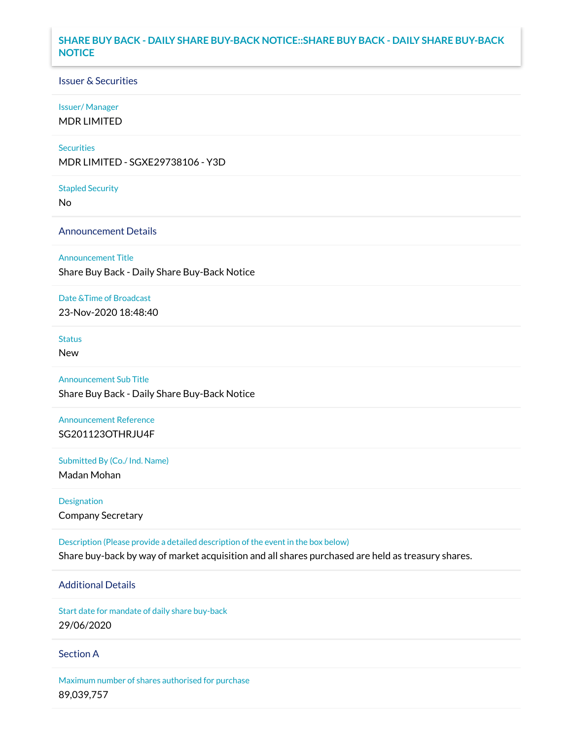# SHARE BUY BACK - DAILY SHARE BUY-BACK NOTICE::SHARE BUY BACK - DAILY SHARE BUY-BACK NOTICE

## Issuer & Securities

**Issuer/ Manager**

MDR LIMITED

**Securities**

MDR LIMITED - SGXE29738106 - Y3D

**Stapled Security**

No

## Announcement Details

**Announcement Title**

Share Buy Back - Daily Share Buy-Back Notice

**Date &Time of Broadcast**

23-Nov-2020 18:48:40

**Status**

New

**Announcement Sub Title**

Share Buy Back - Daily Share Buy-Back Notice

**Announcement Reference**

SG201123OTHRJU4F

**Submitted By (Co./ Ind. Name)**

Madan Mohan

**Designation**

Company Secretary

**Description (Please provide a detailed description of the event in the box below)**

Share buy-back by way of market acquisition and all shares purchased are held as treasury shares.

## Additional Details

**Start date for mandate of daily share buy-back**

29/06/2020

## Section A

**Maximum number of shares authorised for purchase**

89,039,757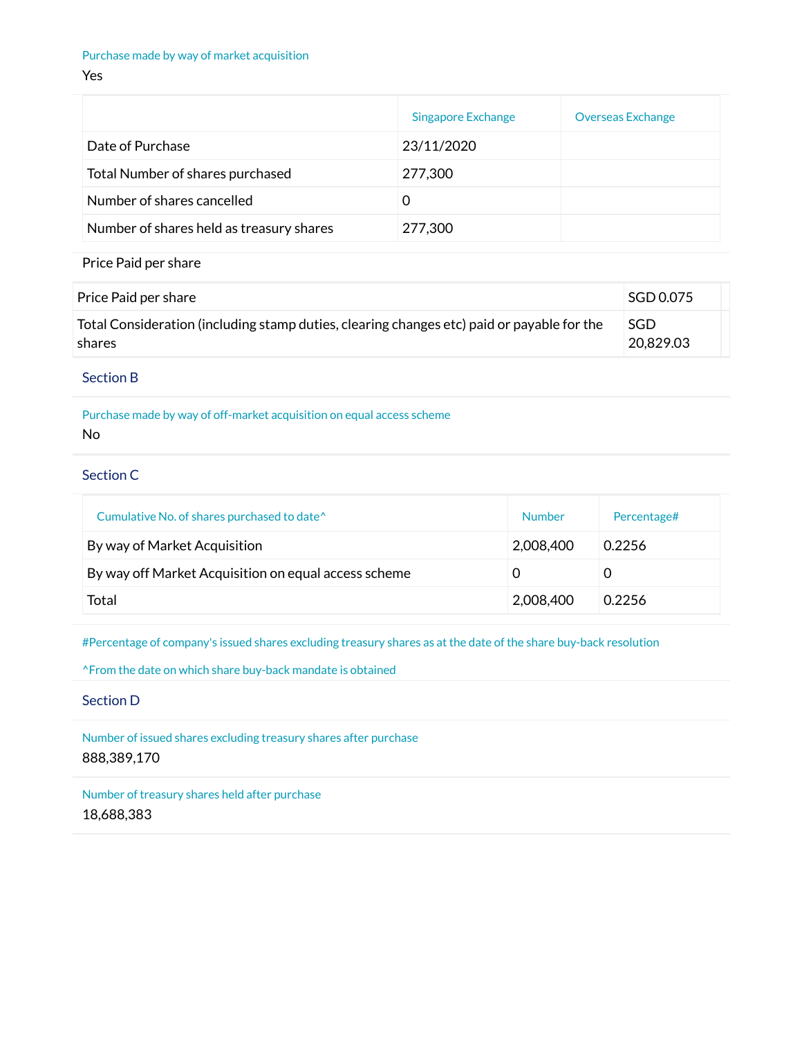Purchase made by way of market acquisition

Yes

| | Singapore Exchange | Overseas Exchange |
|---|---|---|
| Date of Purchase | 23/11/2020 | |
| Total Number of shares purchased | 277,300 | |
| Number of shares cancelled | 0 | |
| Number of shares held as treasury shares | 277,300 | |

Price Paid per share

| | |
|---|---|
| Price Paid per share | SGD 0.075 |
| Total Consideration (including stamp duties, clearing changes etc) paid or payable for the shares | SGD 20,829.03 |

## Section B

Purchase made by way of off-market acquisition on equal access scheme

No

## Section C

| Cumulative No. of shares purchased to date^ | Number | Percentage# |
|---|---|---|
| By way of Market Acquisition | 2,008,400 | 0.2256 |
| By way off Market Acquisition on equal access scheme | 0 | 0 |
| Total | 2,008,400 | 0.2256 |

#Percentage of company's issued shares excluding treasury shares as at the date of the share buy-back resolution

^From the date on which share buy-back mandate is obtained

## Section D

Number of issued shares excluding treasury shares after purchase

888,389,170

Number of treasury shares held after purchase

18,688,383